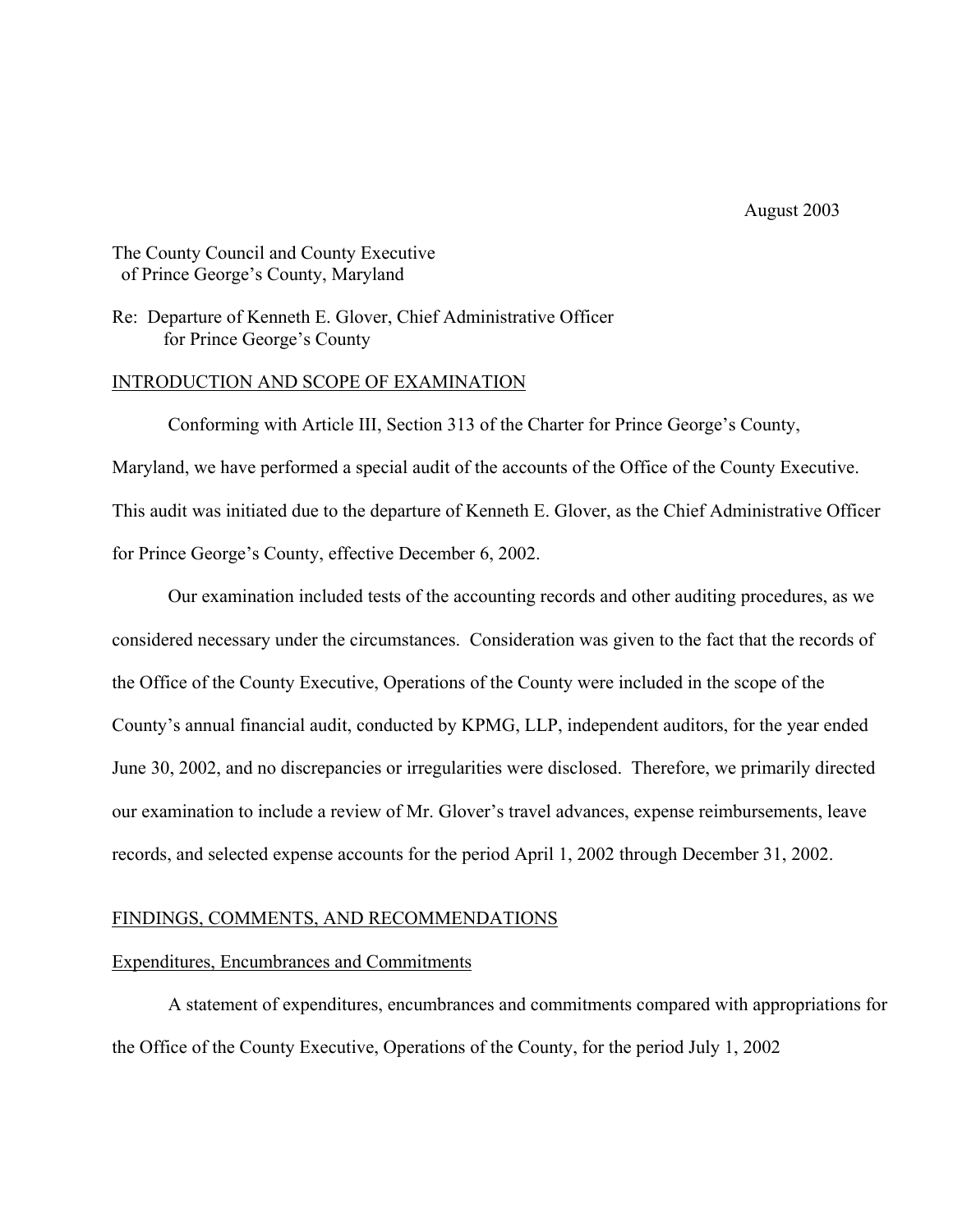August 2003

The County Council and County Executive
of Prince George's County, Maryland

Re: Departure of Kenneth E. Glover, Chief Administrative Officer
for Prince George's County

## INTRODUCTION AND SCOPE OF EXAMINATION

Conforming with Article III, Section 313 of the Charter for Prince George's County, Maryland, we have performed a special audit of the accounts of the Office of the County Executive. This audit was initiated due to the departure of Kenneth E. Glover, as the Chief Administrative Officer for Prince George's County, effective December 6, 2002.

Our examination included tests of the accounting records and other auditing procedures, as we considered necessary under the circumstances. Consideration was given to the fact that the records of the Office of the County Executive, Operations of the County were included in the scope of the County's annual financial audit, conducted by KPMG, LLP, independent auditors, for the year ended June 30, 2002, and no discrepancies or irregularities were disclosed. Therefore, we primarily directed our examination to include a review of Mr. Glover's travel advances, expense reimbursements, leave records, and selected expense accounts for the period April 1, 2002 through December 31, 2002.

## FINDINGS, COMMENTS, AND RECOMMENDATIONS

### Expenditures, Encumbrances and Commitments

A statement of expenditures, encumbrances and commitments compared with appropriations for the Office of the County Executive, Operations of the County, for the period July 1, 2002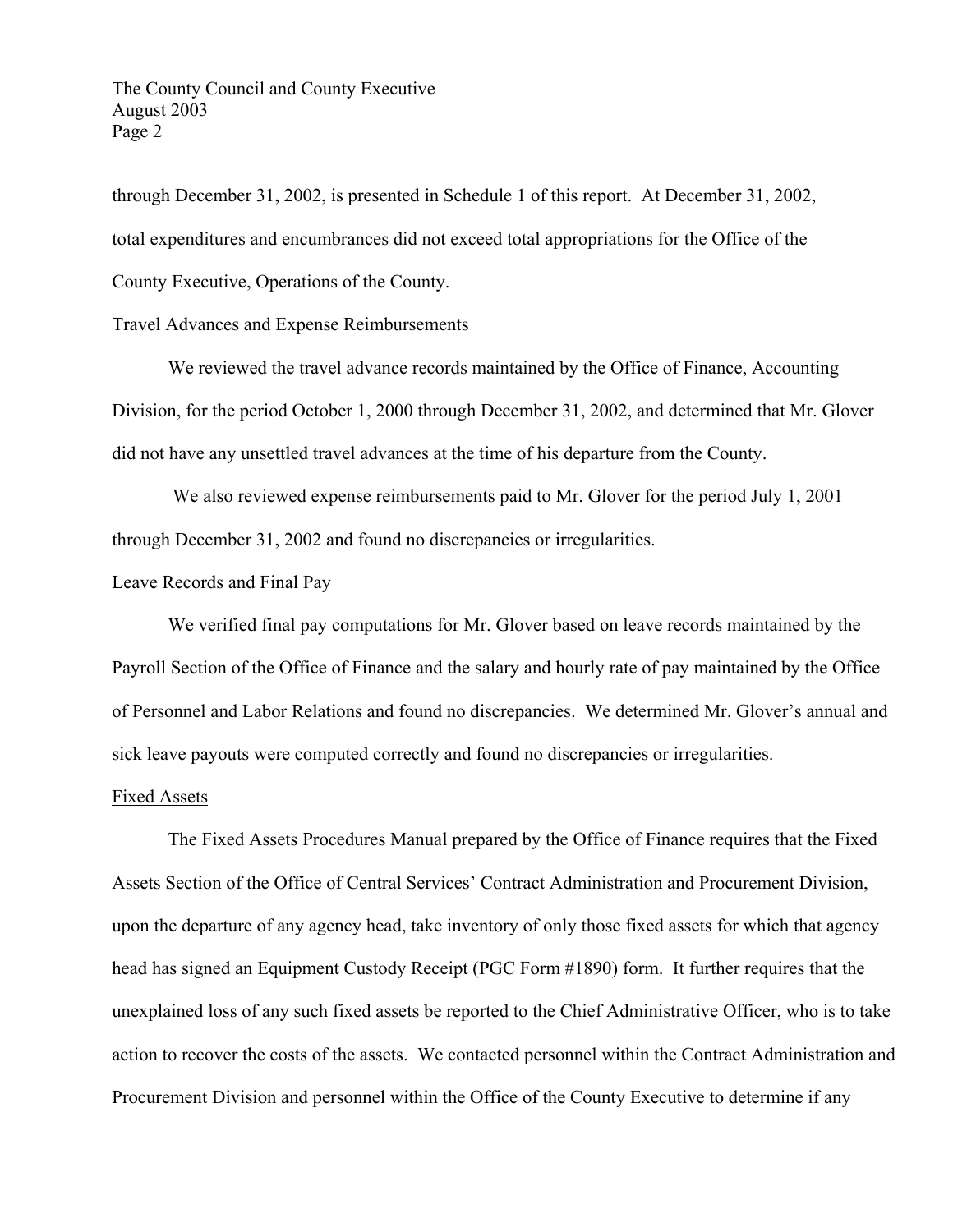through December 31, 2002, is presented in Schedule 1 of this report. At December 31, 2002, total expenditures and encumbrances did not exceed total appropriations for the Office of the County Executive, Operations of the County.

## Travel Advances and Expense Reimbursements

We reviewed the travel advance records maintained by the Office of Finance, Accounting Division, for the period October 1, 2000 through December 31, 2002, and determined that Mr. Glover did not have any unsettled travel advances at the time of his departure from the County.

We also reviewed expense reimbursements paid to Mr. Glover for the period July 1, 2001 through December 31, 2002 and found no discrepancies or irregularities.

## Leave Records and Final Pay

We verified final pay computations for Mr. Glover based on leave records maintained by the Payroll Section of the Office of Finance and the salary and hourly rate of pay maintained by the Office of Personnel and Labor Relations and found no discrepancies. We determined Mr. Glover's annual and sick leave payouts were computed correctly and found no discrepancies or irregularities.

## Fixed Assets

The Fixed Assets Procedures Manual prepared by the Office of Finance requires that the Fixed Assets Section of the Office of Central Services' Contract Administration and Procurement Division, upon the departure of any agency head, take inventory of only those fixed assets for which that agency head has signed an Equipment Custody Receipt (PGC Form #1890) form. It further requires that the unexplained loss of any such fixed assets be reported to the Chief Administrative Officer, who is to take action to recover the costs of the assets. We contacted personnel within the Contract Administration and Procurement Division and personnel within the Office of the County Executive to determine if any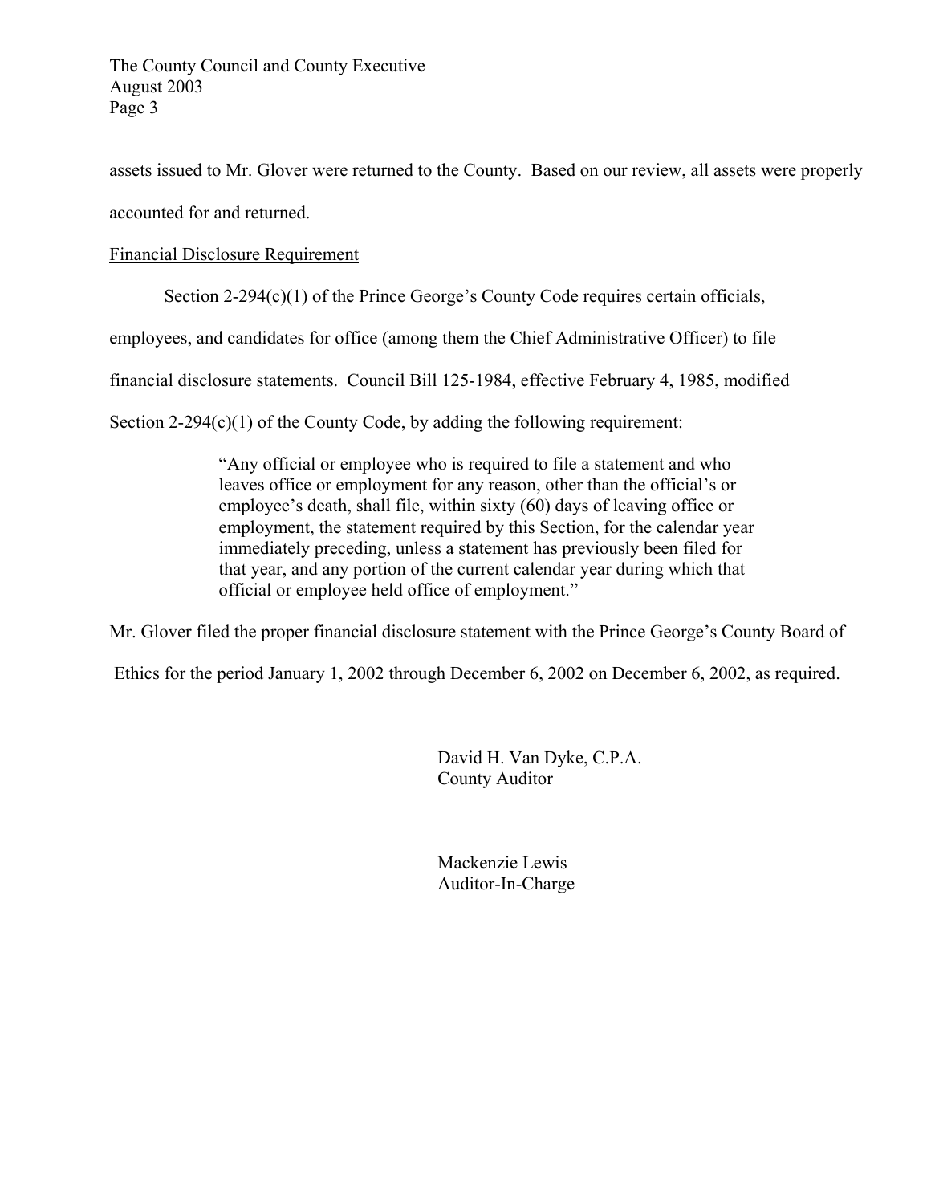assets issued to Mr. Glover were returned to the County. Based on our review, all assets were properly accounted for and returned.

<u>Financial Disclosure Requirement</u>

Section 2-294(c)(1) of the Prince George's County Code requires certain officials, employees, and candidates for office (among them the Chief Administrative Officer) to file financial disclosure statements. Council Bill 125-1984, effective February 4, 1985, modified Section 2-294(c)(1) of the County Code, by adding the following requirement:

> "Any official or employee who is required to file a statement and who leaves office or employment for any reason, other than the official's or employee's death, shall file, within sixty (60) days of leaving office or employment, the statement required by this Section, for the calendar year immediately preceding, unless a statement has previously been filed for that year, and any portion of the current calendar year during which that official or employee held office of employment."

Mr. Glover filed the proper financial disclosure statement with the Prince George's County Board of Ethics for the period January 1, 2002 through December 6, 2002 on December 6, 2002, as required.

David H. Van Dyke, C.P.A.
County Auditor

Mackenzie Lewis
Auditor-In-Charge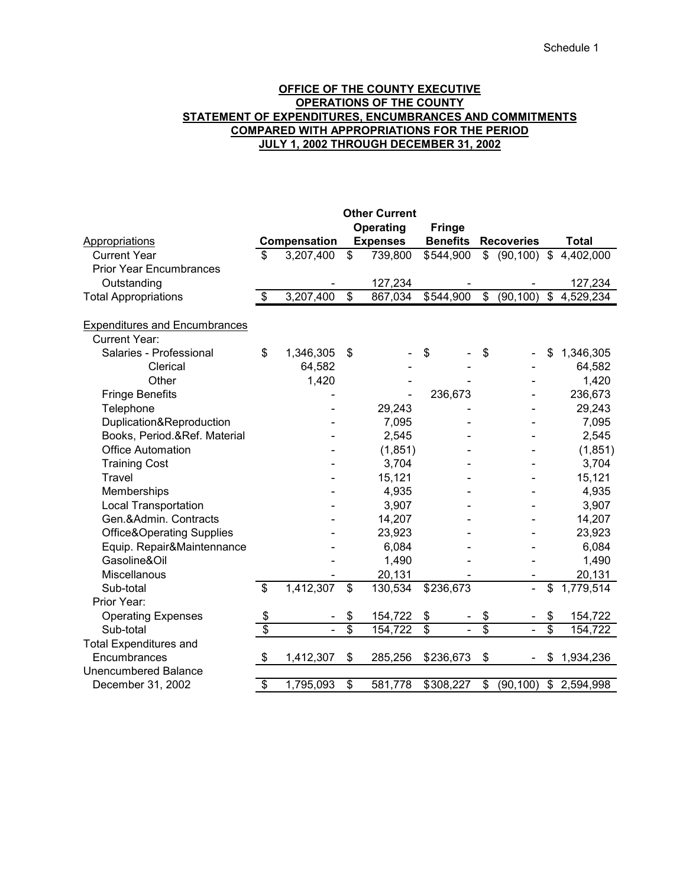Schedule 1

**OFFICE OF THE COUNTY EXECUTIVE**
**OPERATIONS OF THE COUNTY**
**STATEMENT OF EXPENDITURES, ENCUMBRANCES AND COMMITMENTS**
**COMPARED WITH APPROPRIATIONS FOR THE PERIOD**
**JULY 1, 2002 THROUGH DECEMBER 31, 2002**

| Appropriations | Compensation | Other Current Operating Expenses | Fringe Benefits | Recoveries | Total |
|---|---|---|---|---|---|
| Current Year | $ 3,207,400 | $ 739,800 | $544,900 | $ (90,100) | $ 4,402,000 |
| Prior Year Encumbrances Outstanding | - | 127,234 | - | - | 127,234 |
| Total Appropriations | $ 3,207,400 | $ 867,034 | $544,900 | $ (90,100) | $ 4,529,234 |
| | | | | | |
| Expenditures and Encumbrances | | | | | |
| Current Year: | | | | | |
| Salaries - Professional | $ 1,346,305 | $ - | $ - | $ - | $ 1,346,305 |
| Clerical | 64,582 | - | - | - | 64,582 |
| Other | 1,420 | - | - | - | 1,420 |
| Fringe Benefits | - | - | 236,673 | - | 236,673 |
| Telephone | - | 29,243 | - | - | 29,243 |
| Duplication&Reproduction | - | 7,095 | - | - | 7,095 |
| Books, Period.&Ref. Material | - | 2,545 | - | - | 2,545 |
| Office Automation | - | (1,851) | - | - | (1,851) |
| Training Cost | - | 3,704 | - | - | 3,704 |
| Travel | - | 15,121 | - | - | 15,121 |
| Memberships | - | 4,935 | - | - | 4,935 |
| Local Transportation | - | 3,907 | - | - | 3,907 |
| Gen.&Admin. Contracts | - | 14,207 | - | - | 14,207 |
| Office&Operating Supplies | - | 23,923 | - | - | 23,923 |
| Equip. Repair&Maintennance | - | 6,084 | - | - | 6,084 |
| Gasoline&Oil | - | 1,490 | - | - | 1,490 |
| Miscellanous | - | 20,131 | - | - | 20,131 |
| Sub-total | $ 1,412,307 | $ 130,534 | $236,673 | - | $ 1,779,514 |
| Prior Year: | | | | | |
| Operating Expenses | $ - | $ 154,722 | $ - | $ - | $ 154,722 |
| Sub-total | $ - | $ 154,722 | $ - | $ - | $ 154,722 |
| Total Expenditures and Encumbrances | $ 1,412,307 | $ 285,256 | $236,673 | $ - | $ 1,934,236 |
| Unencumbered Balance December 31, 2002 | $ 1,795,093 | $ 581,778 | $308,227 | $ (90,100) | $ 2,594,998 |